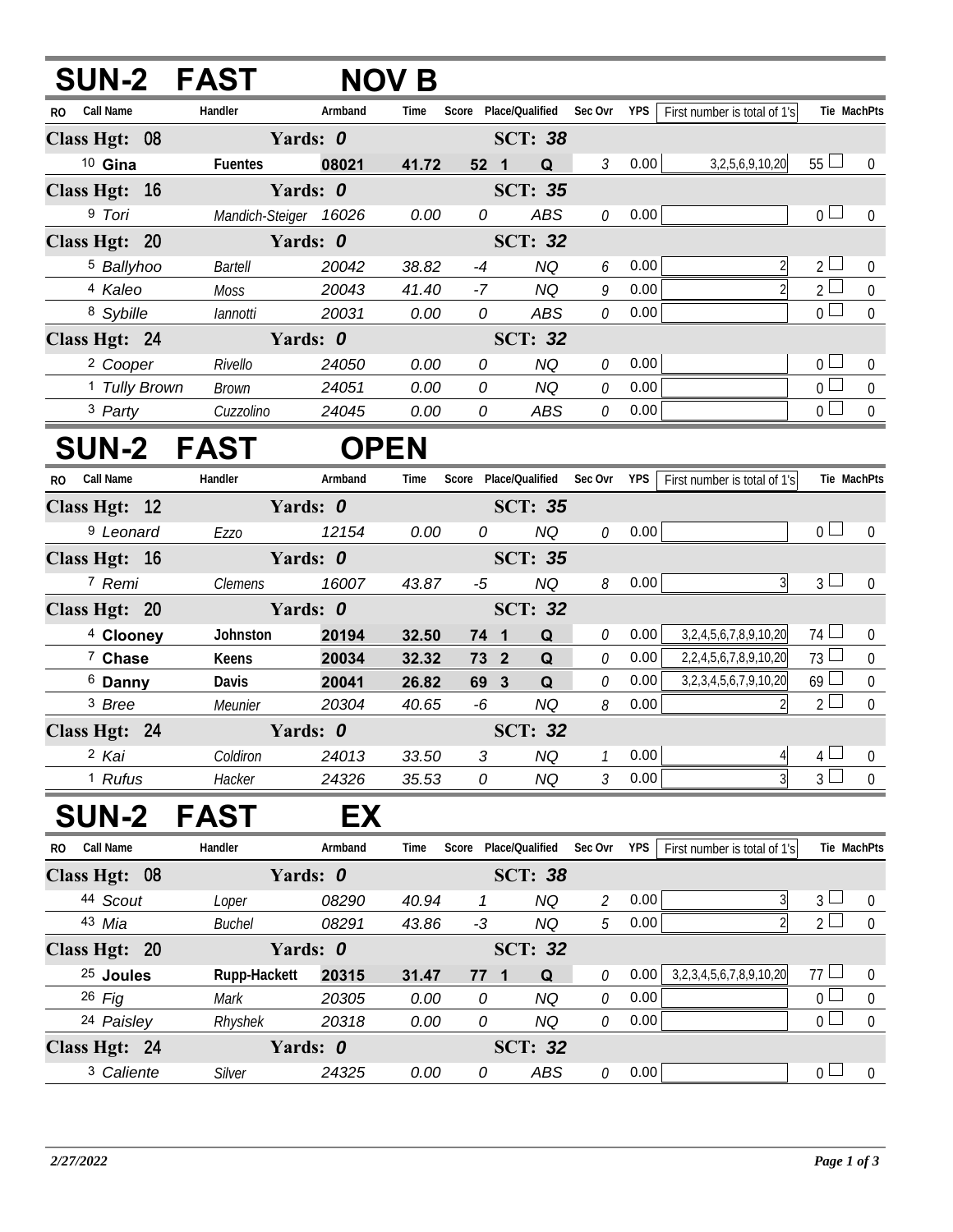## SUN-2 FAST NOV B

| RO | Call Name | Handler | Armband | Time | Score | Place/Qualified | | Sec Ovr | YPS | First number is total of 1's | Tie | MachPts |
|---|---|---|---|---|---|---|---|---|---|---|---|---|
| **Class Hgt: 08** | | **Yards: 0** | | | | **SCT: 38** | | | | | | |
| 10 | **Gina** | **Fuentes** | **08021** | **41.72** | **52** | **1** | **Q** | 3 | 0.00 | 3,2,5,6,9,10,20 | 55 | 0 |
| **Class Hgt: 16** | | **Yards: 0** | | | | **SCT: 35** | | | | | | |
| 9 | *Tori* | *Mandich-Steiger* | *16026* | *0.00* | *0* | | *ABS* | 0 | 0.00 | | 0 | 0 |
| **Class Hgt: 20** | | **Yards: 0** | | | | **SCT: 32** | | | | | | |
| 5 | *Ballyhoo* | *Bartell* | *20042* | *38.82* | *-4* | | *NQ* | 6 | 0.00 | 2 | 2 | 0 |
| 4 | *Kaleo* | *Moss* | *20043* | *41.40* | *-7* | | *NQ* | 9 | 0.00 | 2 | 2 | 0 |
| 8 | *Sybille* | *Iannotti* | *20031* | *0.00* | *0* | | *ABS* | 0 | 0.00 | | 0 | 0 |
| **Class Hgt: 24** | | **Yards: 0** | | | | **SCT: 32** | | | | | | |
| 2 | *Cooper* | *Rivello* | *24050* | *0.00* | *0* | | *NQ* | 0 | 0.00 | | 0 | 0 |
| 1 | *Tully Brown* | *Brown* | *24051* | *0.00* | *0* | | *NQ* | 0 | 0.00 | | 0 | 0 |
| 3 | *Party* | *Cuzzolino* | *24045* | *0.00* | *0* | | *ABS* | 0 | 0.00 | | 0 | 0 |

## SUN-2 FAST OPEN

| RO | Call Name | Handler | Armband | Time | Score | Place/Qualified | | Sec Ovr | YPS | First number is total of 1's | Tie | MachPts |
|---|---|---|---|---|---|---|---|---|---|---|---|---|
| **Class Hgt: 12** | | **Yards: 0** | | | | **SCT: 35** | | | | | | |
| 9 | *Leonard* | *Ezzo* | *12154* | *0.00* | *0* | | *NQ* | 0 | 0.00 | | 0 | 0 |
| **Class Hgt: 16** | | **Yards: 0** | | | | **SCT: 35** | | | | | | |
| 7 | *Remi* | *Clemens* | *16007* | *43.87* | *-5* | | *NQ* | 8 | 0.00 | 3 | 3 | 0 |
| **Class Hgt: 20** | | **Yards: 0** | | | | **SCT: 32** | | | | | | |
| 4 | **Clooney** | **Johnston** | **20194** | **32.50** | **74** | **1** | **Q** | 0 | 0.00 | 3,2,4,5,6,7,8,9,10,20 | 74 | 0 |
| 7 | **Chase** | **Keens** | **20034** | **32.32** | **73** | **2** | **Q** | 0 | 0.00 | 2,2,4,5,6,7,8,9,10,20 | 73 | 0 |
| 6 | **Danny** | **Davis** | **20041** | **26.82** | **69** | **3** | **Q** | 0 | 0.00 | 3,2,3,4,5,6,7,9,10,20 | 69 | 0 |
| 3 | *Bree* | *Meunier* | *20304* | *40.65* | *-6* | | *NQ* | 8 | 0.00 | 2 | 2 | 0 |
| **Class Hgt: 24** | | **Yards: 0** | | | | **SCT: 32** | | | | | | |
| 2 | *Kai* | *Coldiron* | *24013* | *33.50* | *3* | | *NQ* | 1 | 0.00 | 4 | 4 | 0 |
| 1 | *Rufus* | *Hacker* | *24326* | *35.53* | *0* | | *NQ* | 3 | 0.00 | 3 | 3 | 0 |

## SUN-2 FAST EX

| RO | Call Name | Handler | Armband | Time | Score | Place/Qualified | | Sec Ovr | YPS | First number is total of 1's | Tie | MachPts |
|---|---|---|---|---|---|---|---|---|---|---|---|---|
| **Class Hgt: 08** | | **Yards: 0** | | | | **SCT: 38** | | | | | | |
| 44 | *Scout* | *Loper* | *08290* | *40.94* | *1* | | *NQ* | 2 | 0.00 | 3 | 3 | 0 |
| 43 | *Mia* | *Buchel* | *08291* | *43.86* | *-3* | | *NQ* | 5 | 0.00 | 2 | 2 | 0 |
| **Class Hgt: 20** | | **Yards: 0** | | | | **SCT: 32** | | | | | | |
| 25 | **Joules** | **Rupp-Hackett** | **20315** | **31.47** | **77** | **1** | **Q** | 0 | 0.00 | 3,2,3,4,5,6,7,8,9,10,20 | 77 | 0 |
| 26 | *Fig* | *Mark* | *20305* | *0.00* | *0* | | *NQ* | 0 | 0.00 | | 0 | 0 |
| 24 | *Paisley* | *Rhyshek* | *20318* | *0.00* | *0* | | *NQ* | 0 | 0.00 | | 0 | 0 |
| **Class Hgt: 24** | | **Yards: 0** | | | | **SCT: 32** | | | | | | |
| 3 | *Caliente* | *Silver* | *24325* | *0.00* | *0* | | *ABS* | 0 | 0.00 | | 0 | 0 |

*2/27/2022*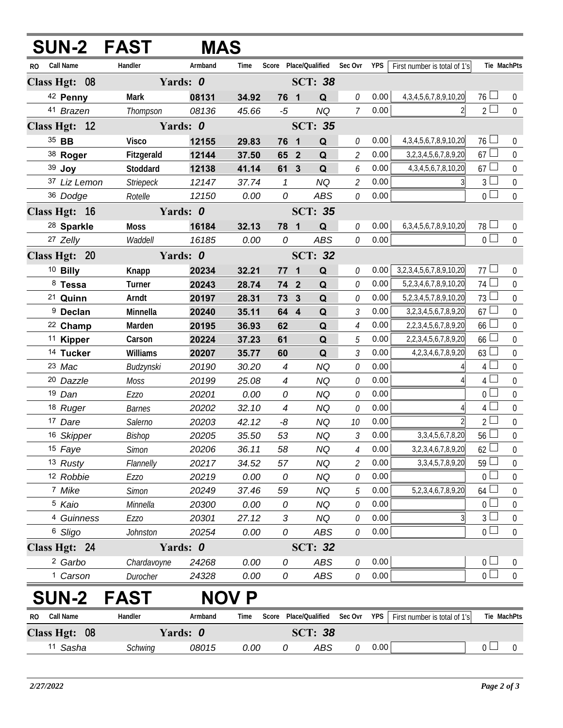## SUN-2 FAST MAS

| RO | Call Name | Handler | Armband | Time | Score | Place | Qualified | Sec Ovr | YPS | First number is total of 1's | Tie | MachPts |
|---|---|---|---|---|---|---|---|---|---|---|---|---|
| **Class Hgt: 08** | | **Yards: 0** | | | | **SCT: 38** | | | | | | |
| 42 | **Penny** | **Mark** | **08131** | **34.92** | **76** | **1** | **Q** | 0 | 0.00 | 4,3,4,5,6,7,8,9,10,20 | 76 | 0 |
| 41 | *Brazen* | *Thompson* | *08136* | *45.66* | *-5* | | *NQ* | 7 | 0.00 | 2 | 2 | 0 |
| **Class Hgt: 12** | | **Yards: 0** | | | | **SCT: 35** | | | | | | |
| 35 | **BB** | **Visco** | **12155** | **29.83** | **76** | **1** | **Q** | 0 | 0.00 | 4,3,4,5,6,7,8,9,10,20 | 76 | 0 |
| 38 | **Roger** | **Fitzgerald** | **12144** | **37.50** | **65** | **2** | **Q** | 2 | 0.00 | 3,2,3,4,5,6,7,8,9,20 | 67 | 0 |
| 39 | **Joy** | **Stoddard** | **12138** | **41.14** | **61** | **3** | **Q** | 6 | 0.00 | 4,3,4,5,6,7,8,10,20 | 67 | 0 |
| 37 | *Liz Lemon* | *Striepeck* | *12147* | *37.74* | *1* | | *NQ* | 2 | 0.00 | 3 | 3 | 0 |
| 36 | *Dodge* | *Rotelle* | *12150* | *0.00* | *0* | | *ABS* | 0 | 0.00 | | 0 | 0 |
| **Class Hgt: 16** | | **Yards: 0** | | | | **SCT: 35** | | | | | | |
| 28 | **Sparkle** | **Moss** | **16184** | **32.13** | **78** | **1** | **Q** | 0 | 0.00 | 6,3,4,5,6,7,8,9,10,20 | 78 | 0 |
| 27 | *Zelly* | *Waddell* | *16185* | *0.00* | *0* | | *ABS* | 0 | 0.00 | | 0 | 0 |
| **Class Hgt: 20** | | **Yards: 0** | | | | **SCT: 32** | | | | | | |
| 10 | **Billy** | **Knapp** | **20234** | **32.21** | **77** | **1** | **Q** | 0 | 0.00 | 3,2,3,4,5,6,7,8,9,10,20 | 77 | 0 |
| 8 | **Tessa** | **Turner** | **20243** | **28.74** | **74** | **2** | **Q** | 0 | 0.00 | 5,2,3,4,6,7,8,9,10,20 | 74 | 0 |
| 21 | **Quinn** | **Arndt** | **20197** | **28.31** | **73** | **3** | **Q** | 0 | 0.00 | 5,2,3,4,5,7,8,9,10,20 | 73 | 0 |
| 9 | **Declan** | **Minnella** | **20240** | **35.11** | **64** | **4** | **Q** | 3 | 0.00 | 3,2,3,4,5,6,7,8,9,20 | 67 | 0 |
| 22 | **Champ** | **Marden** | **20195** | **36.93** | **62** | | **Q** | 4 | 0.00 | 2,2,3,4,5,6,7,8,9,20 | 66 | 0 |
| 11 | **Kipper** | **Carson** | **20224** | **37.23** | **61** | | **Q** | 5 | 0.00 | 2,2,3,4,5,6,7,8,9,20 | 66 | 0 |
| 14 | **Tucker** | **Williams** | **20207** | **35.77** | **60** | | **Q** | 3 | 0.00 | 4,2,3,4,6,7,8,9,20 | 63 | 0 |
| 23 | *Mac* | *Budzynski* | *20190* | *30.20* | *4* | | *NQ* | 0 | 0.00 | 4 | 4 | 0 |
| 20 | *Dazzle* | *Moss* | *20199* | *25.08* | *4* | | *NQ* | 0 | 0.00 | 4 | 4 | 0 |
| 19 | *Dan* | *Ezzo* | *20201* | *0.00* | *0* | | *NQ* | 0 | 0.00 | | 0 | 0 |
| 18 | *Ruger* | *Barnes* | *20202* | *32.10* | *4* | | *NQ* | 0 | 0.00 | 4 | 4 | 0 |
| 17 | *Dare* | *Salerno* | *20203* | *42.12* | *-8* | | *NQ* | 10 | 0.00 | 2 | 2 | 0 |
| 16 | *Skipper* | *Bishop* | *20205* | *35.50* | *53* | | *NQ* | 3 | 0.00 | 3,3,4,5,6,7,8,20 | 56 | 0 |
| 15 | *Faye* | *Simon* | *20206* | *36.11* | *58* | | *NQ* | 4 | 0.00 | 3,2,3,4,6,7,8,9,20 | 62 | 0 |
| 13 | *Rusty* | *Flannelly* | *20217* | *34.52* | *57* | | *NQ* | 2 | 0.00 | 3,3,4,5,7,8,9,20 | 59 | 0 |
| 12 | *Robbie* | *Ezzo* | *20219* | *0.00* | *0* | | *NQ* | 0 | 0.00 | | 0 | 0 |
| 7 | *Mike* | *Simon* | *20249* | *37.46* | *59* | | *NQ* | 5 | 0.00 | 5,2,3,4,6,7,8,9,20 | 64 | 0 |
| 5 | *Kaio* | *Minnella* | *20300* | *0.00* | *0* | | *NQ* | 0 | 0.00 | | 0 | 0 |
| 4 | *Guinness* | *Ezzo* | *20301* | *27.12* | *3* | | *NQ* | 0 | 0.00 | 3 | 3 | 0 |
| 6 | *Sligo* | *Johnston* | *20254* | *0.00* | *0* | | *ABS* | 0 | 0.00 | | 0 | 0 |
| **Class Hgt: 24** | | **Yards: 0** | | | | **SCT: 32** | | | | | | |
| 2 | *Garbo* | *Chardavoyne* | *24268* | *0.00* | *0* | | *ABS* | 0 | 0.00 | | 0 | 0 |
| 1 | *Carson* | *Durocher* | *24328* | *0.00* | *0* | | *ABS* | 0 | 0.00 | | 0 | 0 |

## SUN-2 FAST NOV P

| RO | Call Name | Handler | Armband | Time | Score | Place | Qualified | Sec Ovr | YPS | First number is total of 1's | Tie | MachPts |
|---|---|---|---|---|---|---|---|---|---|---|---|---|
| **Class Hgt: 08** | | **Yards: 0** | | | | **SCT: 38** | | | | | | |
| 11 | *Sasha* | *Schwing* | *08015* | *0.00* | *0* | | *ABS* | 0 | 0.00 | | 0 | 0 |

*2/27/2022*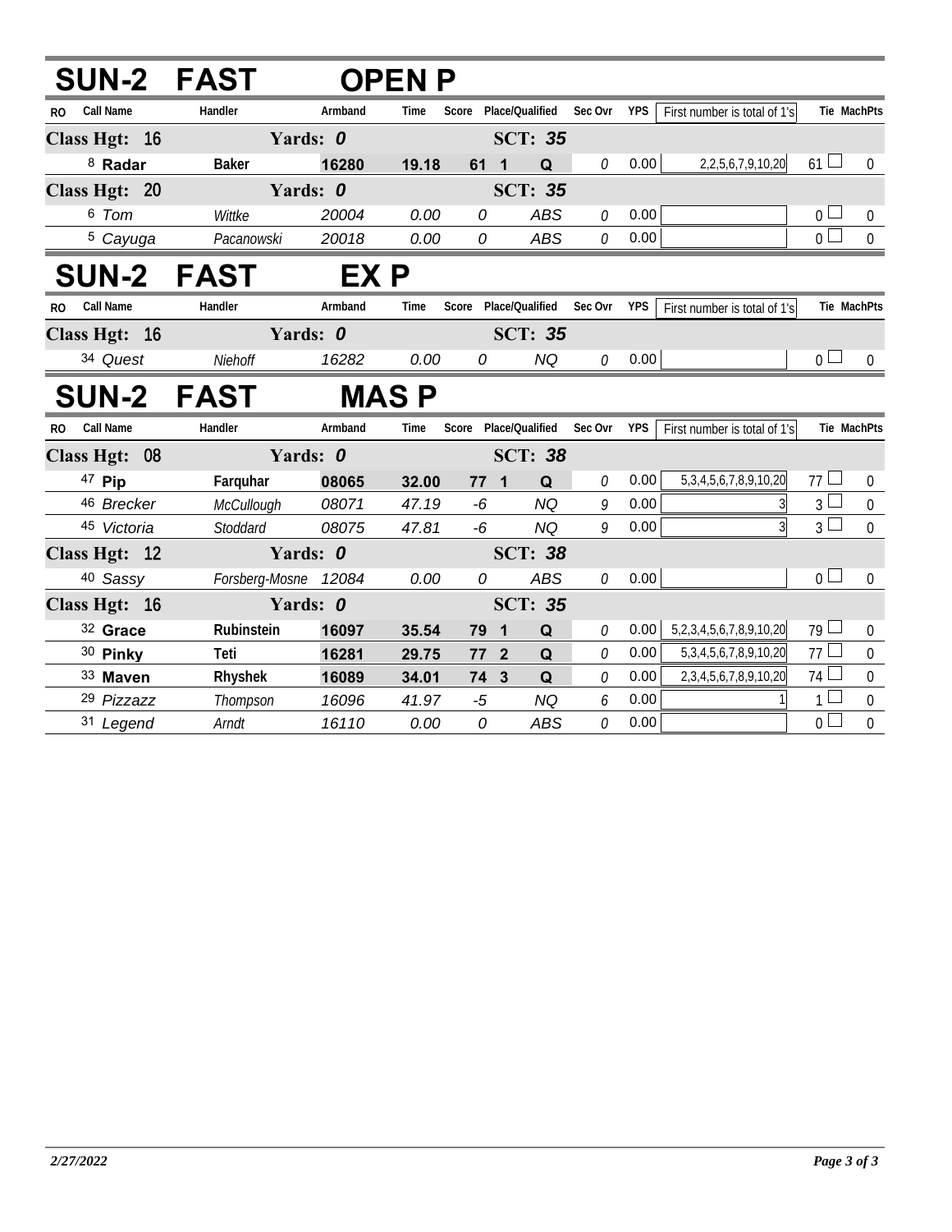## SUN-2 FAST OPEN P

| RO | Call Name | Handler | Armband | Time | Score | Place/Qualified | | Sec Ovr | YPS | First number is total of 1's | Tie | MachPts |
|---|---|---|---|---|---|---|---|---|---|---|---|---|
| **Class Hgt: 16** | | **Yards: 0** | | | | **SCT: 35** | | | | | | |
| 8 | **Radar** | **Baker** | **16280** | **19.18** | **61** | **1** | **Q** | 0 | 0.00 | 2,2,5,6,7,9,10,20 | 61 | 0 |
| **Class Hgt: 20** | | **Yards: 0** | | | | **SCT: 35** | | | | | | |
| 6 | *Tom* | *Wittke* | *20004* | *0.00* | *0* | | *ABS* | 0 | 0.00 | | 0 | 0 |
| 5 | *Cayuga* | *Pacanowski* | *20018* | *0.00* | *0* | | *ABS* | 0 | 0.00 | | 0 | 0 |

## SUN-2 FAST EX P

| RO | Call Name | Handler | Armband | Time | Score | Place/Qualified | | Sec Ovr | YPS | First number is total of 1's | Tie | MachPts |
|---|---|---|---|---|---|---|---|---|---|---|---|---|
| **Class Hgt: 16** | | **Yards: 0** | | | | **SCT: 35** | | | | | | |
| 34 | *Quest* | *Niehoff* | *16282* | *0.00* | *0* | | *NQ* | 0 | 0.00 | | 0 | 0 |

## SUN-2 FAST MAS P

| RO | Call Name | Handler | Armband | Time | Score | Place/Qualified | | Sec Ovr | YPS | First number is total of 1's | Tie | MachPts |
|---|---|---|---|---|---|---|---|---|---|---|---|---|
| **Class Hgt: 08** | | **Yards: 0** | | | | **SCT: 38** | | | | | | |
| 47 | **Pip** | **Farquhar** | **08065** | **32.00** | **77** | **1** | **Q** | 0 | 0.00 | 5,3,4,5,6,7,8,9,10,20 | 77 | 0 |
| 46 | *Brecker* | *McCullough* | *08071* | *47.19* | *-6* | | *NQ* | 9 | 0.00 | 3 | 3 | 0 |
| 45 | *Victoria* | *Stoddard* | *08075* | *47.81* | *-6* | | *NQ* | 9 | 0.00 | 3 | 3 | 0 |
| **Class Hgt: 12** | | **Yards: 0** | | | | **SCT: 38** | | | | | | |
| 40 | *Sassy* | *Forsberg-Mosne* | *12084* | *0.00* | *0* | | *ABS* | 0 | 0.00 | | 0 | 0 |
| **Class Hgt: 16** | | **Yards: 0** | | | | **SCT: 35** | | | | | | |
| 32 | **Grace** | **Rubinstein** | **16097** | **35.54** | **79** | **1** | **Q** | 0 | 0.00 | 5,2,3,4,5,6,7,8,9,10,20 | 79 | 0 |
| 30 | **Pinky** | **Teti** | **16281** | **29.75** | **77** | **2** | **Q** | 0 | 0.00 | 5,3,4,5,6,7,8,9,10,20 | 77 | 0 |
| 33 | **Maven** | **Rhyshek** | **16089** | **34.01** | **74** | **3** | **Q** | 0 | 0.00 | 2,3,4,5,6,7,8,9,10,20 | 74 | 0 |
| 29 | *Pizzazz* | *Thompson* | *16096* | *41.97* | *-5* | | *NQ* | 6 | 0.00 | 1 | 1 | 0 |
| 31 | *Legend* | *Arndt* | *16110* | *0.00* | *0* | | *ABS* | 0 | 0.00 | | 0 | 0 |

*2/27/2022*